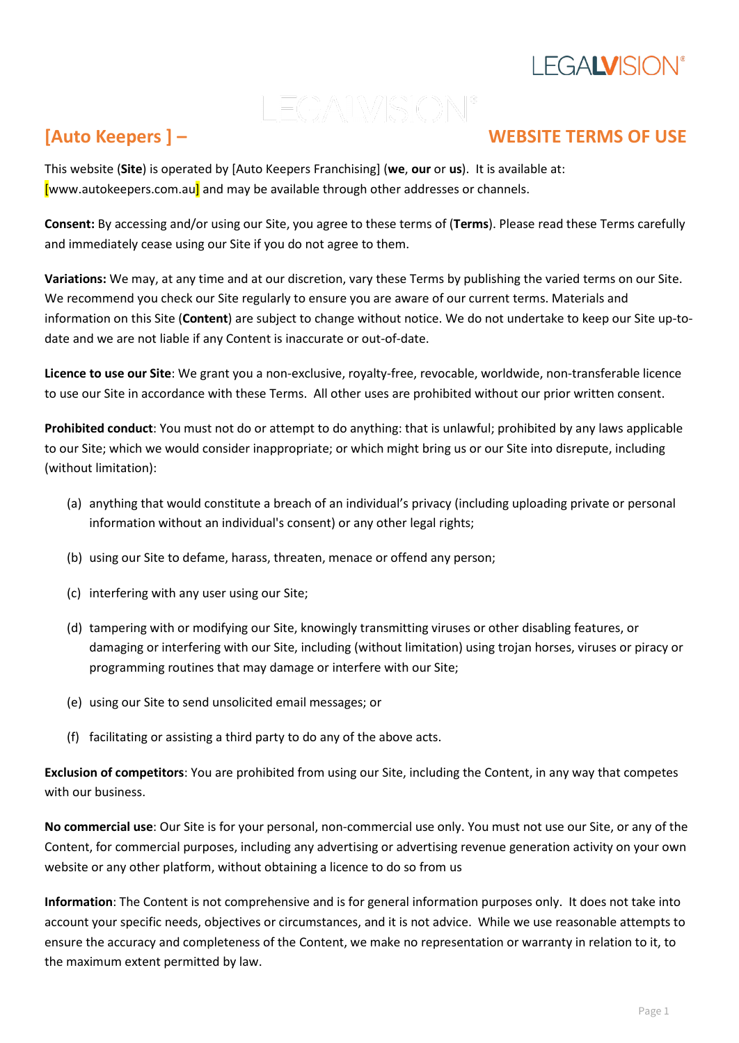# [Auto Keepers ] – WEBSITE TERMS OF USE

This website (**Site**) is operated by [Auto Keepers Franchising] (**we**, **our** or **us**). It is available at: [www.autokeepers.com.au] and may be available through other addresses or channels.

**Consent:** By accessing and/or using our Site, you agree to these terms of (**Terms**). Please read these Terms carefully and immediately cease using our Site if you do not agree to them.

**Variations:** We may, at any time and at our discretion, vary these Terms by publishing the varied terms on our Site. We recommend you check our Site regularly to ensure you are aware of our current terms. Materials and information on this Site (**Content**) are subject to change without notice. We do not undertake to keep our Site up-to-date and we are not liable if any Content is inaccurate or out-of-date.

**Licence to use our Site**: We grant you a non-exclusive, royalty-free, revocable, worldwide, non-transferable licence to use our Site in accordance with these Terms. All other uses are prohibited without our prior written consent.

**Prohibited conduct**: You must not do or attempt to do anything: that is unlawful; prohibited by any laws applicable to our Site; which we would consider inappropriate; or which might bring us or our Site into disrepute, including (without limitation):

(a) anything that would constitute a breach of an individual's privacy (including uploading private or personal information without an individual's consent) or any other legal rights;

(b) using our Site to defame, harass, threaten, menace or offend any person;

(c) interfering with any user using our Site;

(d) tampering with or modifying our Site, knowingly transmitting viruses or other disabling features, or damaging or interfering with our Site, including (without limitation) using trojan horses, viruses or piracy or programming routines that may damage or interfere with our Site;

(e) using our Site to send unsolicited email messages; or

(f) facilitating or assisting a third party to do any of the above acts.

**Exclusion of competitors**: You are prohibited from using our Site, including the Content, in any way that competes with our business.

**No commercial use**: Our Site is for your personal, non-commercial use only. You must not use our Site, or any of the Content, for commercial purposes, including any advertising or advertising revenue generation activity on your own website or any other platform, without obtaining a licence to do so from us

**Information**: The Content is not comprehensive and is for general information purposes only. It does not take into account your specific needs, objectives or circumstances, and it is not advice. While we use reasonable attempts to ensure the accuracy and completeness of the Content, we make no representation or warranty in relation to it, to the maximum extent permitted by law.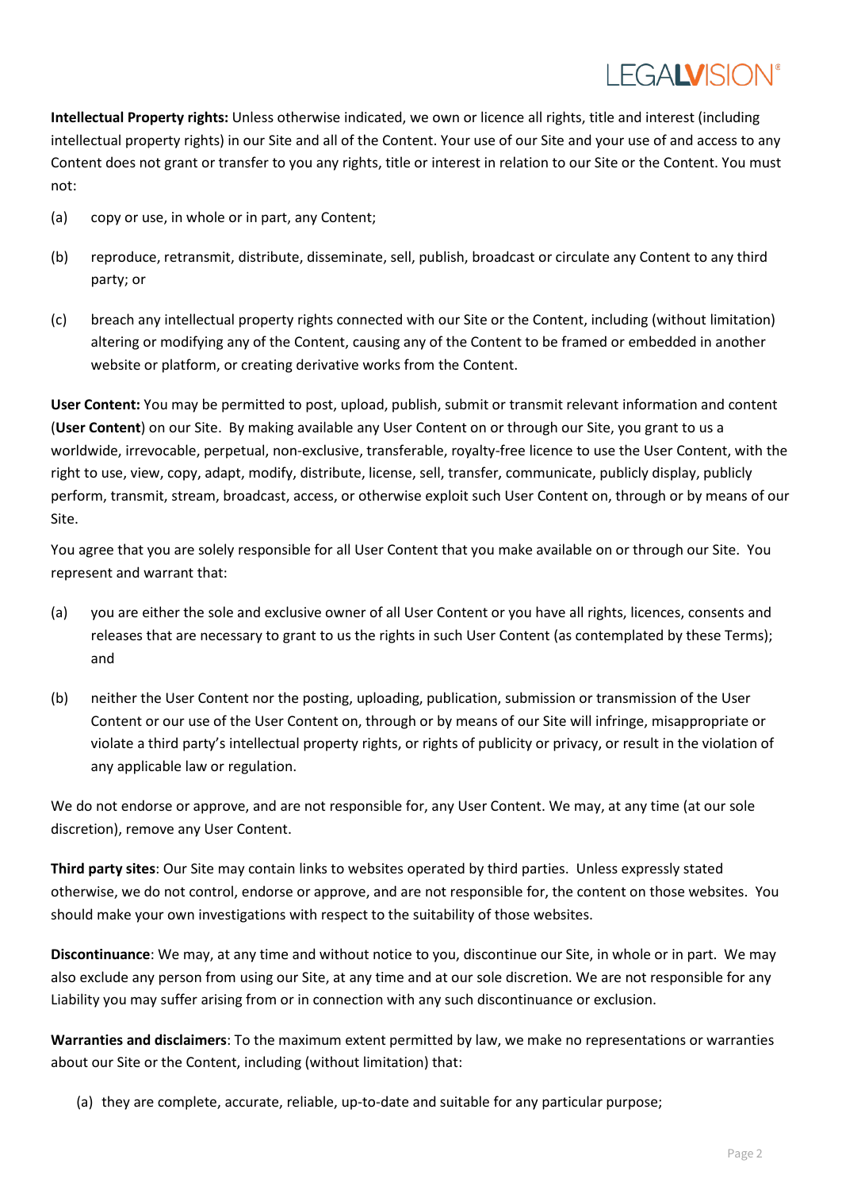**Intellectual Property rights:** Unless otherwise indicated, we own or licence all rights, title and interest (including intellectual property rights) in our Site and all of the Content. Your use of our Site and your use of and access to any Content does not grant or transfer to you any rights, title or interest in relation to our Site or the Content. You must not:

(a) copy or use, in whole or in part, any Content;

(b) reproduce, retransmit, distribute, disseminate, sell, publish, broadcast or circulate any Content to any third party; or

(c) breach any intellectual property rights connected with our Site or the Content, including (without limitation) altering or modifying any of the Content, causing any of the Content to be framed or embedded in another website or platform, or creating derivative works from the Content.

**User Content:** You may be permitted to post, upload, publish, submit or transmit relevant information and content (**User Content**) on our Site. By making available any User Content on or through our Site, you grant to us a worldwide, irrevocable, perpetual, non-exclusive, transferable, royalty-free licence to use the User Content, with the right to use, view, copy, adapt, modify, distribute, license, sell, transfer, communicate, publicly display, publicly perform, transmit, stream, broadcast, access, or otherwise exploit such User Content on, through or by means of our Site.

You agree that you are solely responsible for all User Content that you make available on or through our Site. You represent and warrant that:

(a) you are either the sole and exclusive owner of all User Content or you have all rights, licences, consents and releases that are necessary to grant to us the rights in such User Content (as contemplated by these Terms); and

(b) neither the User Content nor the posting, uploading, publication, submission or transmission of the User Content or our use of the User Content on, through or by means of our Site will infringe, misappropriate or violate a third party's intellectual property rights, or rights of publicity or privacy, or result in the violation of any applicable law or regulation.

We do not endorse or approve, and are not responsible for, any User Content. We may, at any time (at our sole discretion), remove any User Content.

**Third party sites**: Our Site may contain links to websites operated by third parties. Unless expressly stated otherwise, we do not control, endorse or approve, and are not responsible for, the content on those websites. You should make your own investigations with respect to the suitability of those websites.

**Discontinuance**: We may, at any time and without notice to you, discontinue our Site, in whole or in part. We may also exclude any person from using our Site, at any time and at our sole discretion. We are not responsible for any Liability you may suffer arising from or in connection with any such discontinuance or exclusion.

**Warranties and disclaimers**: To the maximum extent permitted by law, we make no representations or warranties about our Site or the Content, including (without limitation) that:

(a) they are complete, accurate, reliable, up-to-date and suitable for any particular purpose;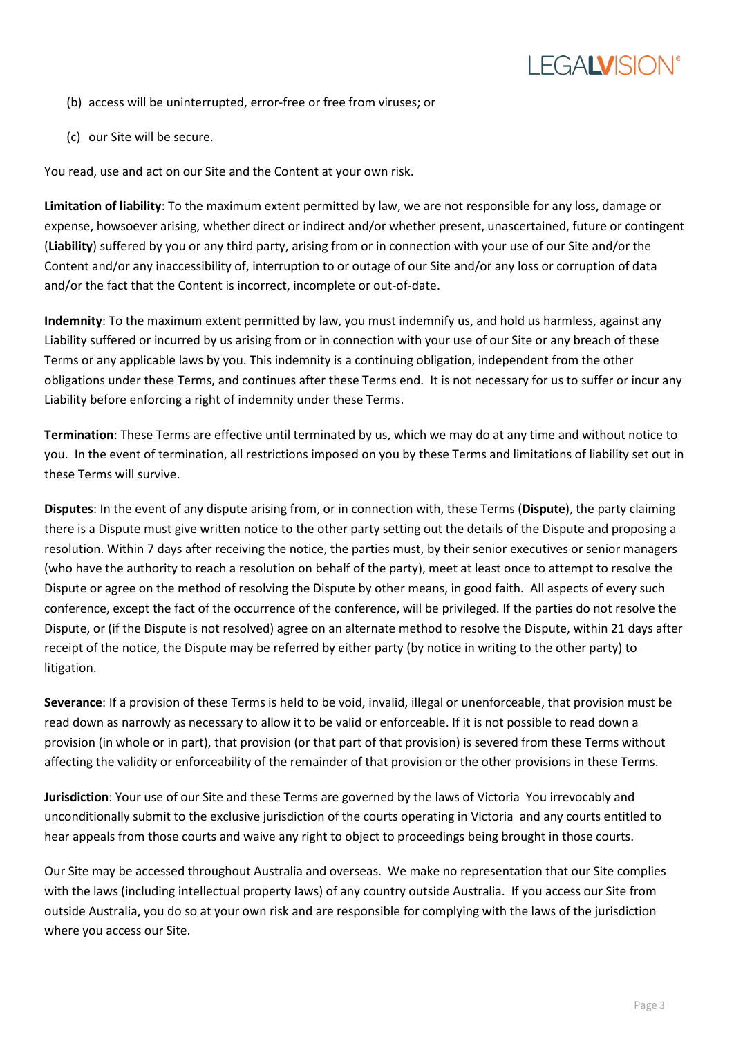(b) access will be uninterrupted, error-free or free from viruses; or

(c) our Site will be secure.

You read, use and act on our Site and the Content at your own risk.

**Limitation of liability**: To the maximum extent permitted by law, we are not responsible for any loss, damage or expense, howsoever arising, whether direct or indirect and/or whether present, unascertained, future or contingent (**Liability**) suffered by you or any third party, arising from or in connection with your use of our Site and/or the Content and/or any inaccessibility of, interruption to or outage of our Site and/or any loss or corruption of data and/or the fact that the Content is incorrect, incomplete or out-of-date.

**Indemnity**: To the maximum extent permitted by law, you must indemnify us, and hold us harmless, against any Liability suffered or incurred by us arising from or in connection with your use of our Site or any breach of these Terms or any applicable laws by you. This indemnity is a continuing obligation, independent from the other obligations under these Terms, and continues after these Terms end. It is not necessary for us to suffer or incur any Liability before enforcing a right of indemnity under these Terms.

**Termination**: These Terms are effective until terminated by us, which we may do at any time and without notice to you. In the event of termination, all restrictions imposed on you by these Terms and limitations of liability set out in these Terms will survive.

**Disputes**: In the event of any dispute arising from, or in connection with, these Terms (**Dispute**), the party claiming there is a Dispute must give written notice to the other party setting out the details of the Dispute and proposing a resolution. Within 7 days after receiving the notice, the parties must, by their senior executives or senior managers (who have the authority to reach a resolution on behalf of the party), meet at least once to attempt to resolve the Dispute or agree on the method of resolving the Dispute by other means, in good faith. All aspects of every such conference, except the fact of the occurrence of the conference, will be privileged. If the parties do not resolve the Dispute, or (if the Dispute is not resolved) agree on an alternate method to resolve the Dispute, within 21 days after receipt of the notice, the Dispute may be referred by either party (by notice in writing to the other party) to litigation.

**Severance**: If a provision of these Terms is held to be void, invalid, illegal or unenforceable, that provision must be read down as narrowly as necessary to allow it to be valid or enforceable. If it is not possible to read down a provision (in whole or in part), that provision (or that part of that provision) is severed from these Terms without affecting the validity or enforceability of the remainder of that provision or the other provisions in these Terms.

**Jurisdiction**: Your use of our Site and these Terms are governed by the laws of Victoria You irrevocably and unconditionally submit to the exclusive jurisdiction of the courts operating in Victoria and any courts entitled to hear appeals from those courts and waive any right to object to proceedings being brought in those courts.

Our Site may be accessed throughout Australia and overseas. We make no representation that our Site complies with the laws (including intellectual property laws) of any country outside Australia. If you access our Site from outside Australia, you do so at your own risk and are responsible for complying with the laws of the jurisdiction where you access our Site.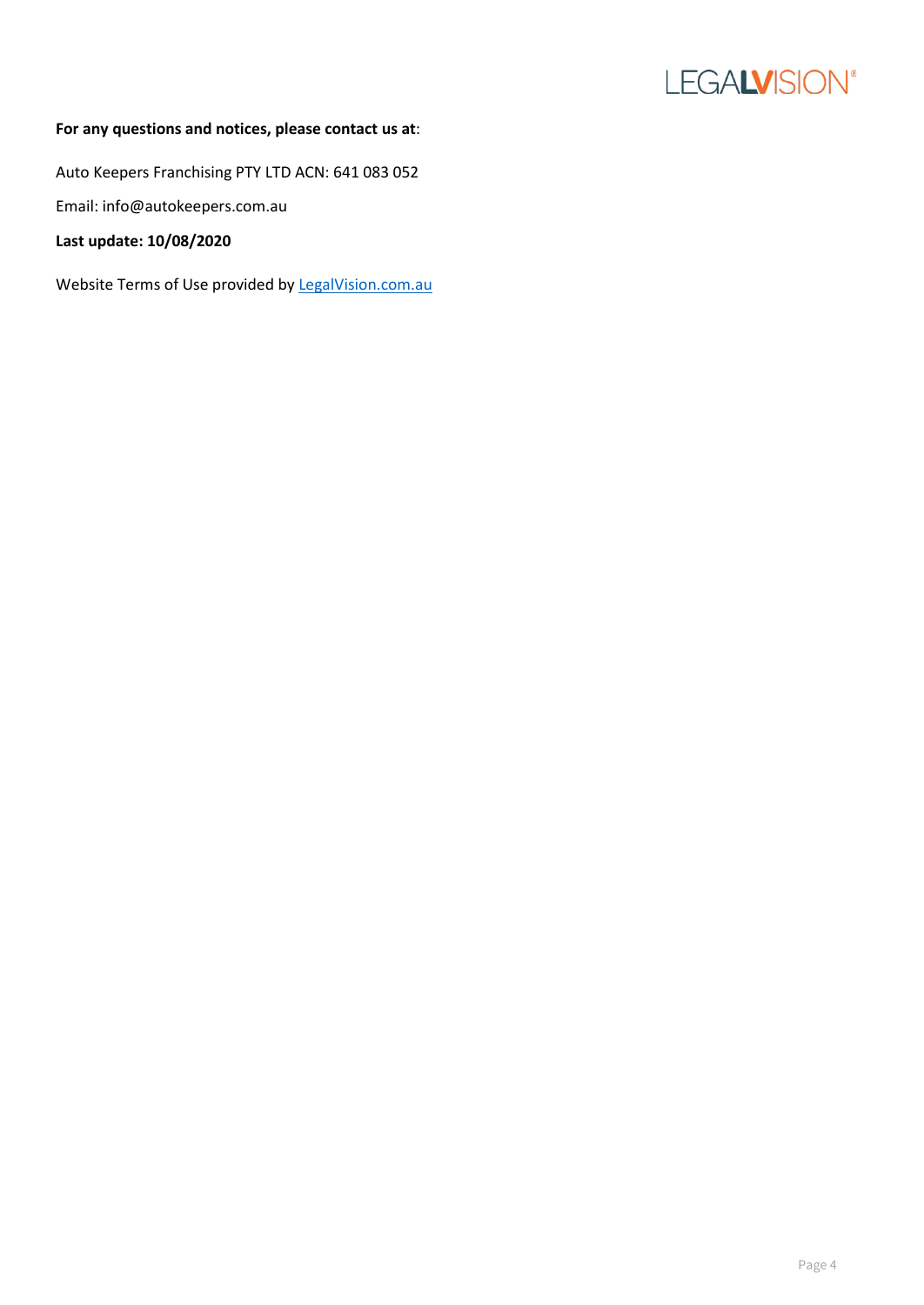**For any questions and notices, please contact us at**:

Auto Keepers Franchising PTY LTD ACN: 641 083 052

Email: info@autokeepers.com.au

**Last update: 10/08/2020**

Website Terms of Use provided by [LegalVision.com.au](https://LegalVision.com.au)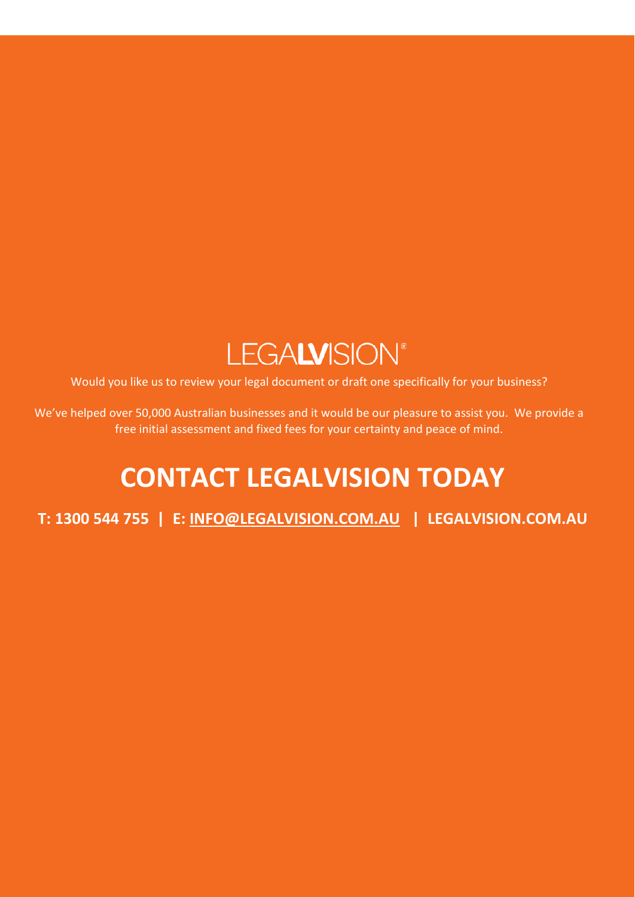LEGALVISION®

Would you like us to review your legal document or draft one specifically for your business?

We've helped over 50,000 Australian businesses and it would be our pleasure to assist you. We provide a free initial assessment and fixed fees for your certainty and peace of mind.

# CONTACT LEGALVISION TODAY

**T: 1300 544 755 | E: INFO@LEGALVISION.COM.AU | LEGALVISION.COM.AU**